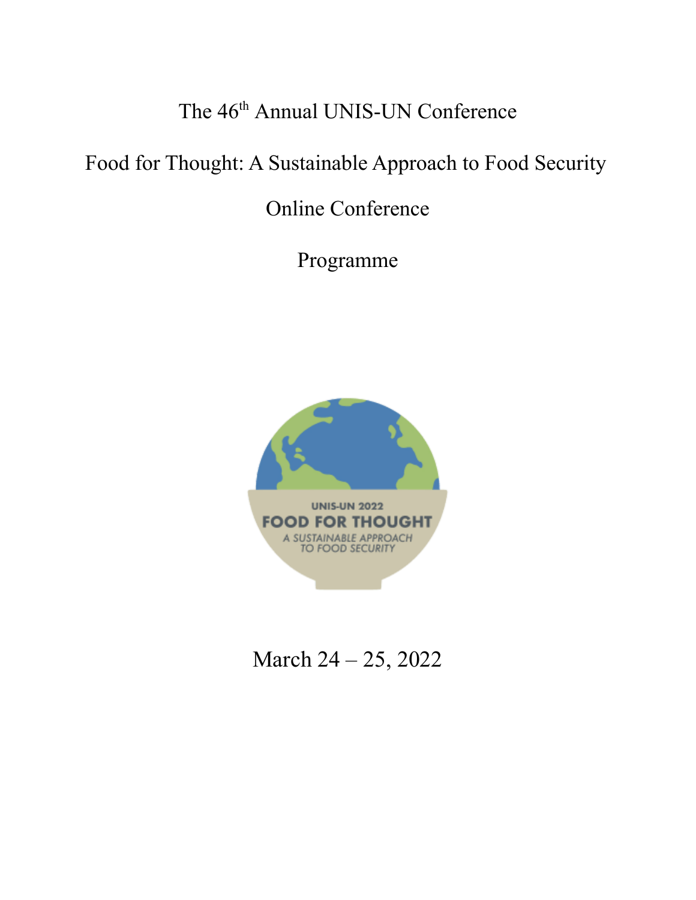# The 46th Annual UNIS-UN Conference

## Food for Thought: A Sustainable Approach to Food Security

Online Conference

Programme

UNIS-UN 2022

FOOD FOR THOUGHT

A SUSTAINABLE APPROACH TO FOOD SECURITY

March 24 – 25, 2022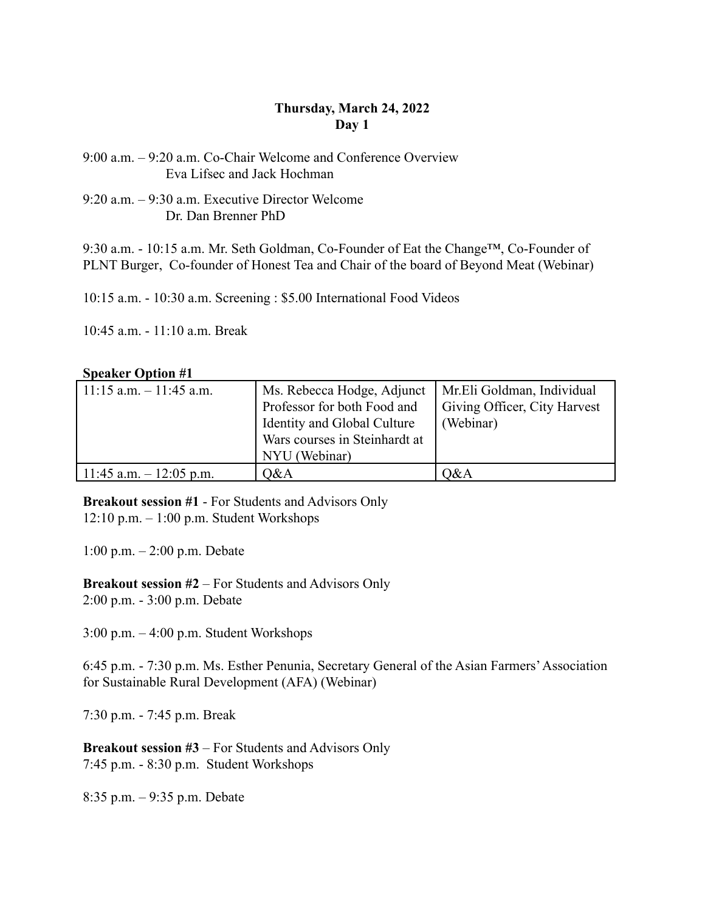**Thursday, March 24, 2022**
**Day 1**

9:00 a.m. – 9:20 a.m. Co-Chair Welcome and Conference Overview
Eva Lifsec and Jack Hochman

9:20 a.m. – 9:30 a.m. Executive Director Welcome
Dr. Dan Brenner PhD

9:30 a.m. - 10:15 a.m. Mr. Seth Goldman, Co-Founder of Eat the Change™, Co-Founder of PLNT Burger, Co-founder of Honest Tea and Chair of the board of Beyond Meat (Webinar)

10:15 a.m. - 10:30 a.m. Screening : $5.00 International Food Videos

10:45 a.m. - 11:10 a.m. Break

**Speaker Option #1**

| | | |
|---|---|---|
| 11:15 a.m. – 11:45 a.m. | Ms. Rebecca Hodge, Adjunct Professor for both Food and Identity and Global Culture Wars courses in Steinhardt at NYU (Webinar) | Mr.Eli Goldman, Individual Giving Officer, City Harvest (Webinar) |
| 11:45 a.m. – 12:05 p.m. | Q&A | Q&A |

**Breakout session #1** - For Students and Advisors Only
12:10 p.m. – 1:00 p.m. Student Workshops

1:00 p.m. – 2:00 p.m. Debate

**Breakout session #2** – For Students and Advisors Only
2:00 p.m. - 3:00 p.m. Debate

3:00 p.m. – 4:00 p.m. Student Workshops

6:45 p.m. - 7:30 p.m. Ms. Esther Penunia, Secretary General of the Asian Farmers' Association for Sustainable Rural Development (AFA) (Webinar)

7:30 p.m. - 7:45 p.m. Break

**Breakout session #3** – For Students and Advisors Only
7:45 p.m. - 8:30 p.m. Student Workshops

8:35 p.m. – 9:35 p.m. Debate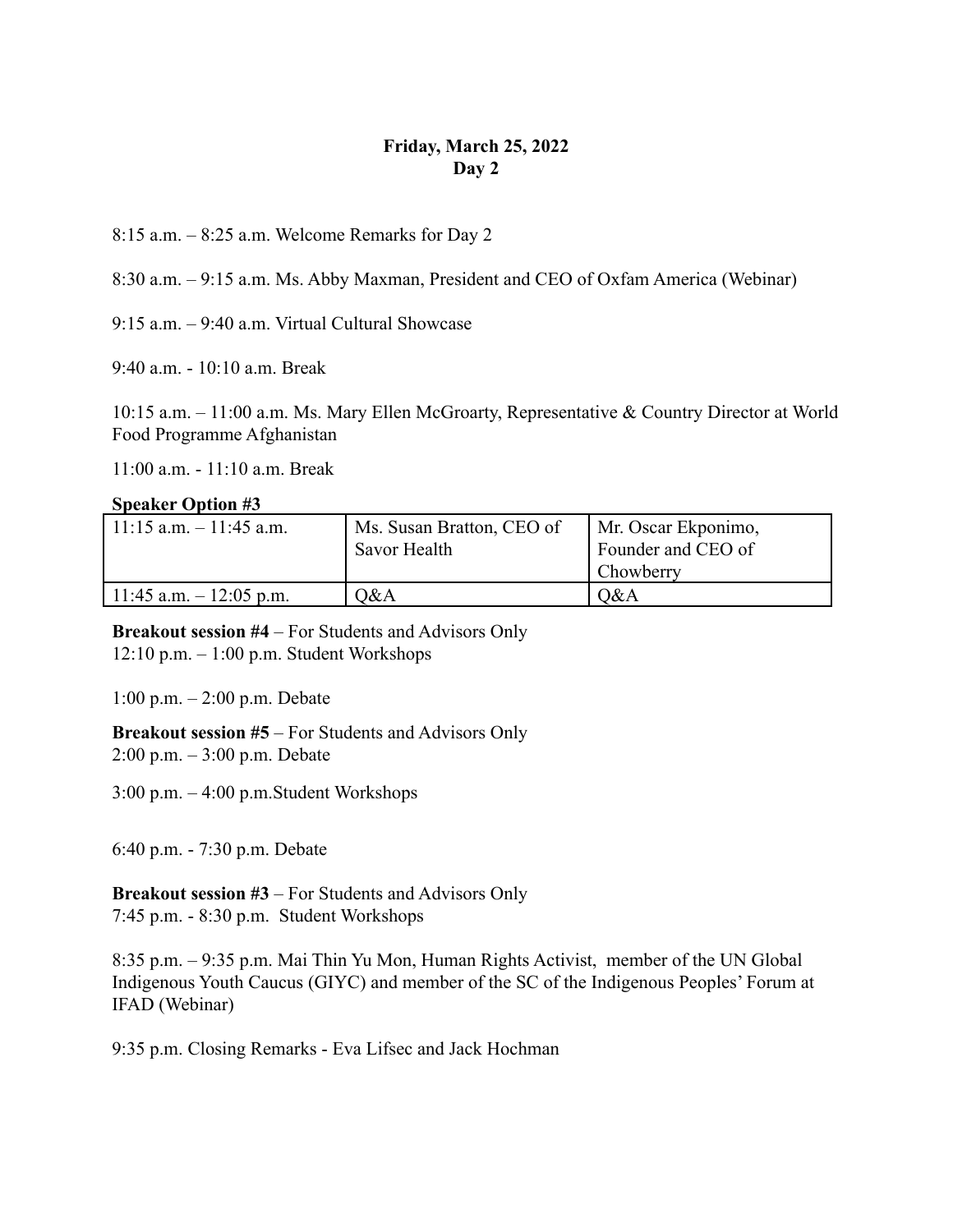**Friday, March 25, 2022**
**Day 2**

8:15 a.m. – 8:25 a.m. Welcome Remarks for Day 2

8:30 a.m. – 9:15 a.m. Ms. Abby Maxman, President and CEO of Oxfam America (Webinar)

9:15 a.m. – 9:40 a.m. Virtual Cultural Showcase

9:40 a.m. - 10:10 a.m. Break

10:15 a.m. – 11:00 a.m. Ms. Mary Ellen McGroarty, Representative & Country Director at World Food Programme Afghanistan

11:00 a.m. - 11:10 a.m. Break

**Speaker Option #3**

| 11:15 a.m. – 11:45 a.m. | Ms. Susan Bratton, CEO of Savor Health | Mr. Oscar Ekponimo, Founder and CEO of Chowberry |
|---|---|---|
| 11:45 a.m. – 12:05 p.m. | Q&A | Q&A |

**Breakout session #4** – For Students and Advisors Only
12:10 p.m. – 1:00 p.m. Student Workshops

1:00 p.m. – 2:00 p.m. Debate

**Breakout session #5** – For Students and Advisors Only
2:00 p.m. – 3:00 p.m. Debate

3:00 p.m. – 4:00 p.m.Student Workshops

6:40 p.m. - 7:30 p.m. Debate

**Breakout session #3** – For Students and Advisors Only
7:45 p.m. - 8:30 p.m. Student Workshops

8:35 p.m. – 9:35 p.m. Mai Thin Yu Mon, Human Rights Activist, member of the UN Global Indigenous Youth Caucus (GIYC) and member of the SC of the Indigenous Peoples' Forum at IFAD (Webinar)

9:35 p.m. Closing Remarks - Eva Lifsec and Jack Hochman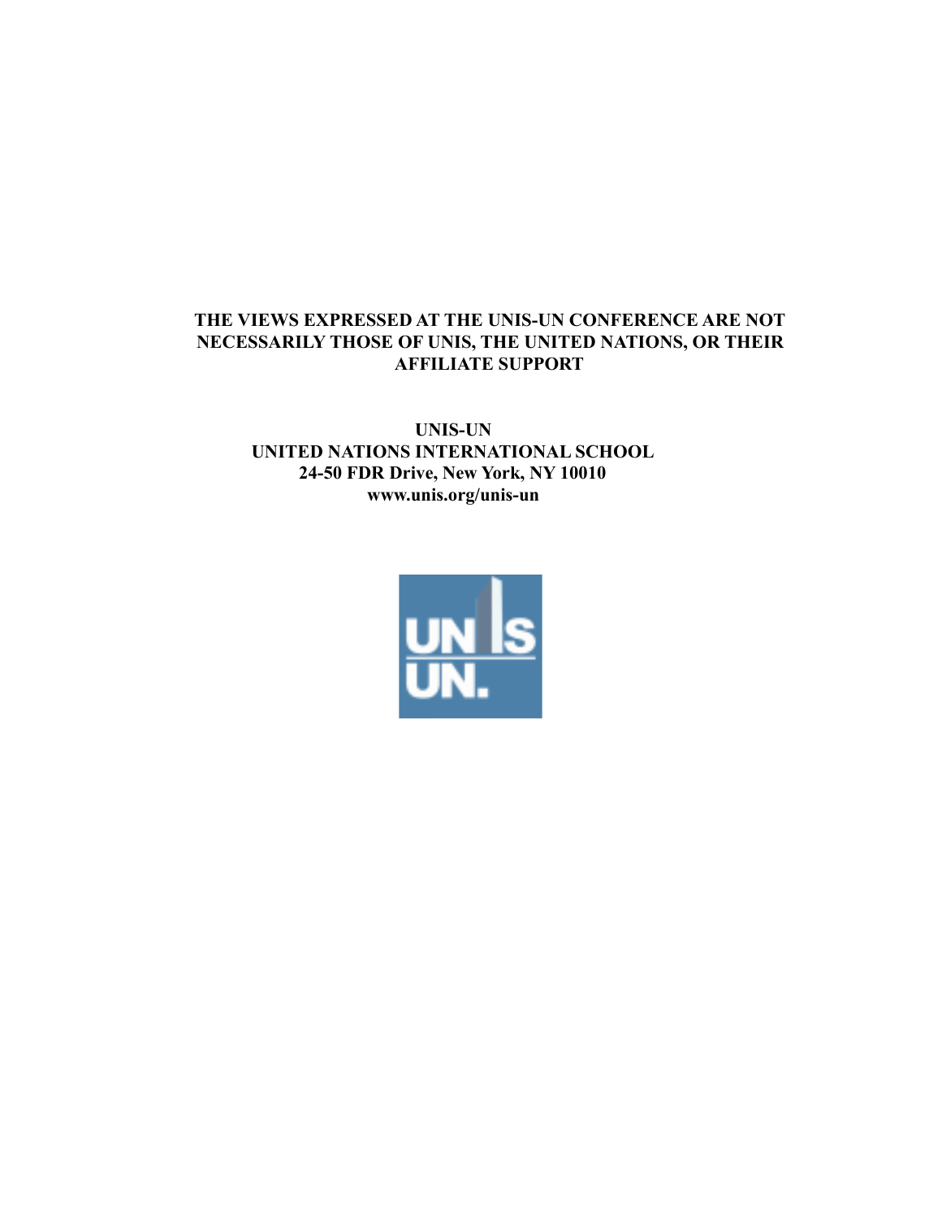**THE VIEWS EXPRESSED AT THE UNIS-UN CONFERENCE ARE NOT NECESSARILY THOSE OF UNIS, THE UNITED NATIONS, OR THEIR AFFILIATE SUPPORT**

**UNIS-UN**
**UNITED NATIONS INTERNATIONAL SCHOOL**
**24-50 FDR Drive, New York, NY 10010**
**www.unis.org/unis-un**